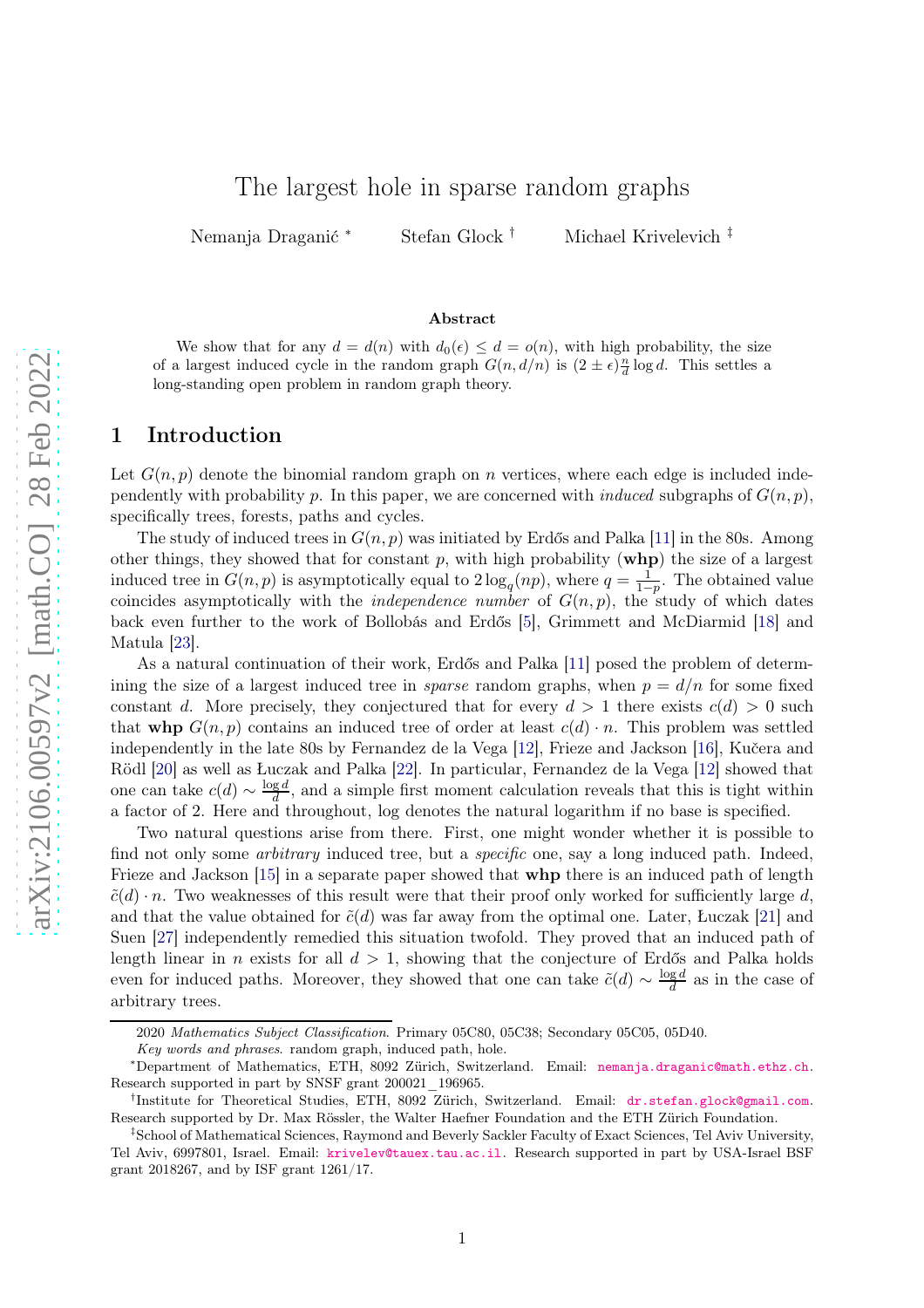# The largest hole in sparse random graphs

Nemanja Draganić [*] Stefan Glock [†] Michael Krivelevich [‡]

### Abstract

We show that for any $d = d(n)$ with $d_0(\epsilon) \le d = o(n)$, with high probability, the size of a largest induced cycle in the random graph $G(n, d/n)$ is $(2 \pm \epsilon)\frac{n}{d}\log d$. This settles a long-standing open problem in random graph theory.

## 1 Introduction

Let $G(n,p)$ denote the binomial random graph on $n$ vertices, where each edge is included independently with probability $p$. In this paper, we are concerned with *induced* subgraphs of $G(n,p)$, specifically trees, forests, paths and cycles.

The study of induced trees in $G(n,p)$ was initiated by Erdős and Palka [11] in the 80s. Among other things, they showed that for constant $p$, with high probability (**whp**) the size of a largest induced tree in $G(n,p)$ is asymptotically equal to $2\log_q(np)$, where $q = \frac{1}{1-p}$. The obtained value coincides asymptotically with the *independence number* of $G(n,p)$, the study of which dates back even further to the work of Bollobás and Erdős [5], Grimmett and McDiarmid [18] and Matula [23].

As a natural continuation of their work, Erdős and Palka [11] posed the problem of determining the size of a largest induced tree in *sparse* random graphs, when $p = d/n$ for some fixed constant $d$. More precisely, they conjectured that for every $d > 1$ there exists $c(d) > 0$ such that **whp** $G(n,p)$ contains an induced tree of order at least $c(d) \cdot n$. This problem was settled independently in the late 80s by Fernandez de la Vega [12], Frieze and Jackson [16], Kučera and Rödl [20] as well as Łuczak and Palka [22]. In particular, Fernandez de la Vega [12] showed that one can take $c(d) \sim \frac{\log d}{d}$, and a simple first moment calculation reveals that this is tight within a factor of 2. Here and throughout, log denotes the natural logarithm if no base is specified.

Two natural questions arise from there. First, one might wonder whether it is possible to find not only some *arbitrary* induced tree, but a *specific* one, say a long induced path. Indeed, Frieze and Jackson [15] in a separate paper showed that **whp** there is an induced path of length $\tilde{c}(d) \cdot n$. Two weaknesses of this result were that their proof only worked for sufficiently large $d$, and that the value obtained for $\tilde{c}(d)$ was far away from the optimal one. Later, Łuczak [21] and Suen [27] independently remedied this situation twofold. They proved that an induced path of length linear in $n$ exists for all $d > 1$, showing that the conjecture of Erdős and Palka holds even for induced paths. Moreover, they showed that one can take $\tilde{c}(d) \sim \frac{\log d}{d}$ as in the case of arbitrary trees.

---

2020 *Mathematics Subject Classification*. Primary 05C80, 05C38; Secondary 05C05, 05D40.

*Key words and phrases*. random graph, induced path, hole.

[*] Department of Mathematics, ETH, 8092 Zürich, Switzerland. Email: nemanja.draganic@math.ethz.ch. Research supported in part by SNSF grant 200021_196965.

[†] Institute for Theoretical Studies, ETH, 8092 Zürich, Switzerland. Email: dr.stefan.glock@gmail.com. Research supported by Dr. Max Rössler, the Walter Haefner Foundation and the ETH Zürich Foundation.

[‡] School of Mathematical Sciences, Raymond and Beverly Sackler Faculty of Exact Sciences, Tel Aviv University, Tel Aviv, 6997801, Israel. Email: krivelev@tauex.tau.ac.il. Research supported in part by USA-Israel BSF grant 2018267, and by ISF grant 1261/17.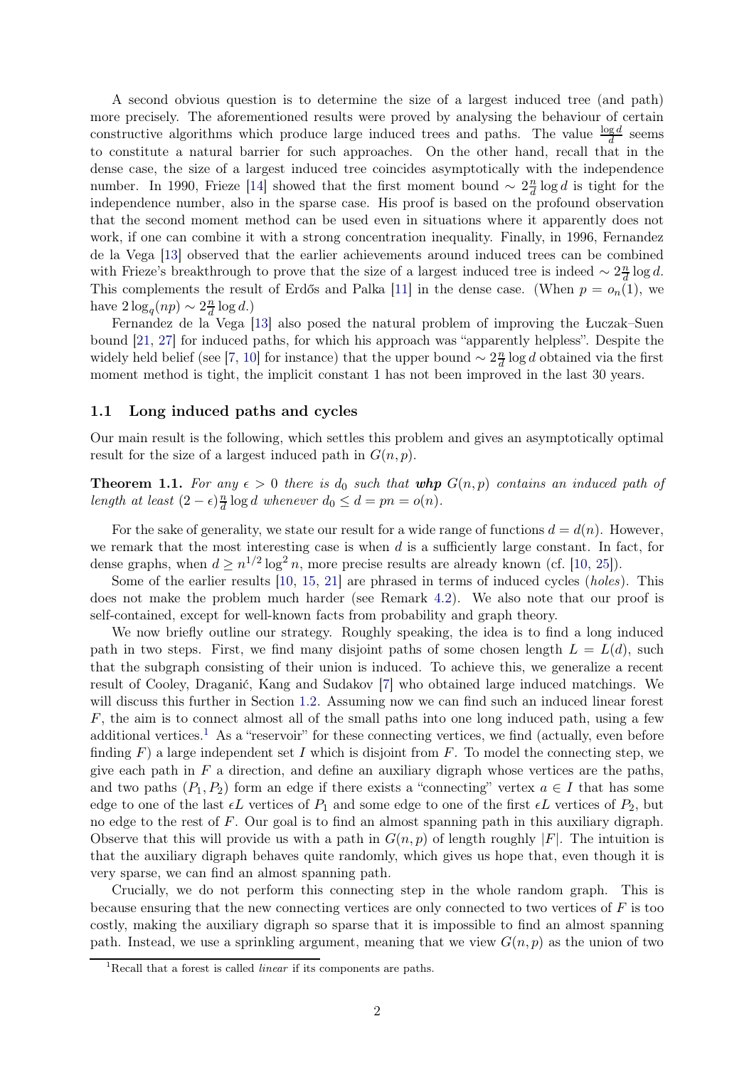A second obvious question is to determine the size of a largest induced tree (and path) more precisely. The aforementioned results were proved by analysing the behaviour of certain constructive algorithms which produce large induced trees and paths. The value $\frac{\log d}{d}$ seems to constitute a natural barrier for such approaches. On the other hand, recall that in the dense case, the size of a largest induced tree coincides asymptotically with the independence number. In 1990, Frieze [14] showed that the first moment bound $\sim 2\frac{n}{d}\log d$ is tight for the independence number, also in the sparse case. His proof is based on the profound observation that the second moment method can be used even in situations where it apparently does not work, if one can combine it with a strong concentration inequality. Finally, in 1996, Fernandez de la Vega [13] observed that the earlier achievements around induced trees can be combined with Frieze's breakthrough to prove that the size of a largest induced tree is indeed $\sim 2\frac{n}{d}\log d$. This complements the result of Erdős and Palka [11] in the dense case. (When $p = o_n(1)$, we have $2\log_q(np) \sim 2\frac{n}{d}\log d$.)

Fernandez de la Vega [13] also posed the natural problem of improving the Łuczak–Suen bound [21, 27] for induced paths, for which his approach was "apparently helpless". Despite the widely held belief (see [7, 10] for instance) that the upper bound $\sim 2\frac{n}{d}\log d$ obtained via the first moment method is tight, the implicit constant 1 has not been improved in the last 30 years.

### 1.1 Long induced paths and cycles

Our main result is the following, which settles this problem and gives an asymptotically optimal result for the size of a largest induced path in $G(n,p)$.

**Theorem 1.1.** *For any $\epsilon > 0$ there is $d_0$ such that **whp** $G(n,p)$ contains an induced path of length at least $(2-\epsilon)\frac{n}{d}\log d$ whenever $d_0 \le d = pn = o(n)$.*

For the sake of generality, we state our result for a wide range of functions $d = d(n)$. However, we remark that the most interesting case is when $d$ is a sufficiently large constant. In fact, for dense graphs, when $d \ge n^{1/2}\log^2 n$, more precise results are already known (cf. [10, 25]).

Some of the earlier results [10, 15, 21] are phrased in terms of induced cycles (*holes*). This does not make the problem much harder (see Remark 4.2). We also note that our proof is self-contained, except for well-known facts from probability and graph theory.

We now briefly outline our strategy. Roughly speaking, the idea is to find a long induced path in two steps. First, we find many disjoint paths of some chosen length $L = L(d)$, such that the subgraph consisting of their union is induced. To achieve this, we generalize a recent result of Cooley, Draganić, Kang and Sudakov [7] who obtained large induced matchings. We will discuss this further in Section 1.2. Assuming now we can find such an induced linear forest $F$, the aim is to connect almost all of the small paths into one long induced path, using a few additional vertices.[1] As a "reservoir" for these connecting vertices, we find (actually, even before finding $F$) a large independent set $I$ which is disjoint from $F$. To model the connecting step, we give each path in $F$ a direction, and define an auxiliary digraph whose vertices are the paths, and two paths $(P_1, P_2)$ form an edge if there exists a "connecting" vertex $a \in I$ that has some edge to one of the last $\epsilon L$ vertices of $P_1$ and some edge to one of the first $\epsilon L$ vertices of $P_2$, but no edge to the rest of $F$. Our goal is to find an almost spanning path in this auxiliary digraph. Observe that this will provide us with a path in $G(n,p)$ of length roughly $|F|$. The intuition is that the auxiliary digraph behaves quite randomly, which gives us hope that, even though it is very sparse, we can find an almost spanning path.

Crucially, we do not perform this connecting step in the whole random graph. This is because ensuring that the new connecting vertices are only connected to two vertices of $F$ is too costly, making the auxiliary digraph so sparse that it is impossible to find an almost spanning path. Instead, we use a sprinkling argument, meaning that we view $G(n,p)$ as the union of two

[1] Recall that a forest is called *linear* if its components are paths.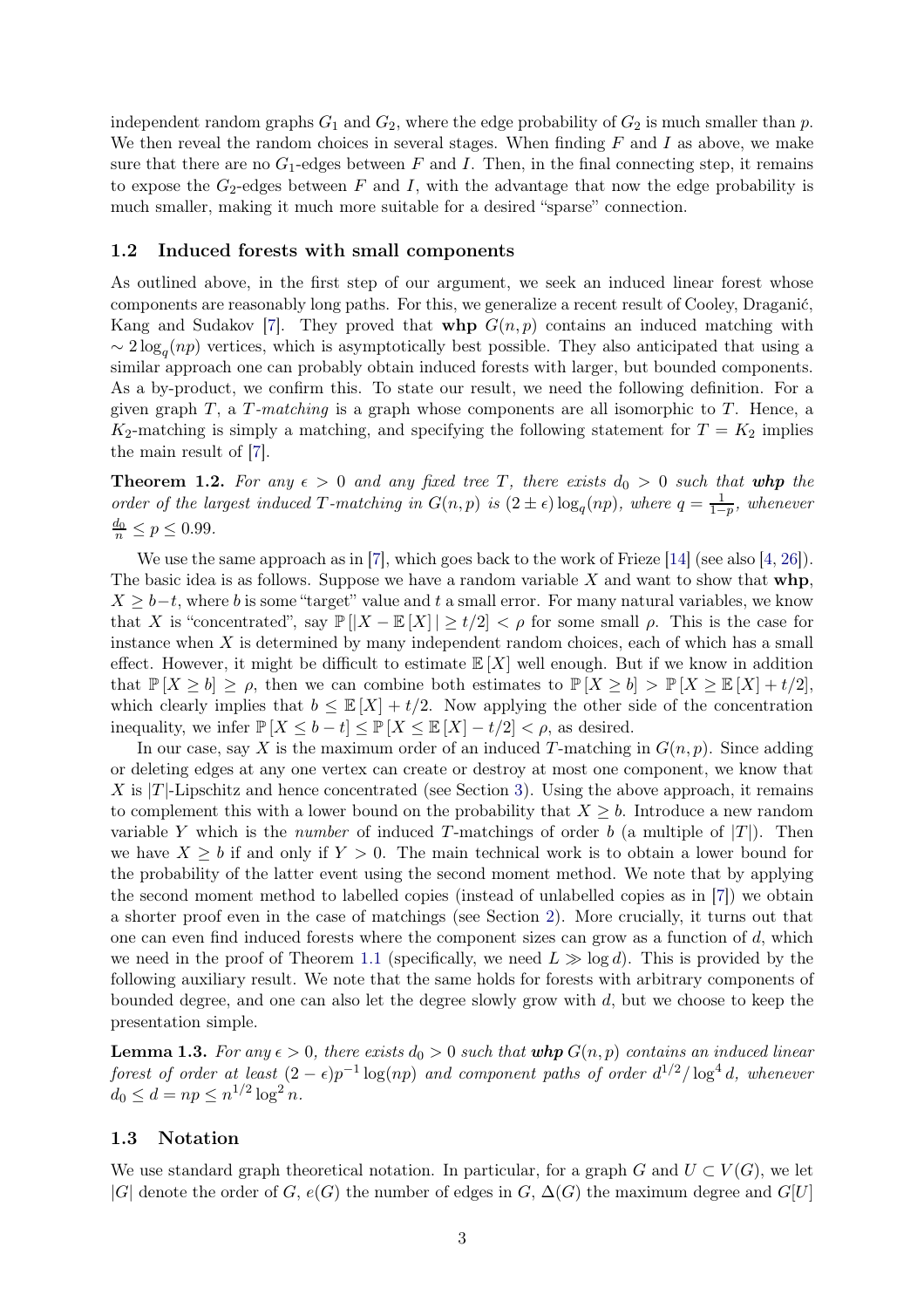independent random graphs $G_1$ and $G_2$, where the edge probability of $G_2$ is much smaller than $p$. We then reveal the random choices in several stages. When finding $F$ and $I$ as above, we make sure that there are no $G_1$-edges between $F$ and $I$. Then, in the final connecting step, it remains to expose the $G_2$-edges between $F$ and $I$, with the advantage that now the edge probability is much smaller, making it much more suitable for a desired "sparse" connection.

### 1.2 Induced forests with small components

As outlined above, in the first step of our argument, we seek an induced linear forest whose components are reasonably long paths. For this, we generalize a recent result of Cooley, Draganić, Kang and Sudakov [7]. They proved that **whp** $G(n,p)$ contains an induced matching with $\sim 2\log_q(np)$ vertices, which is asymptotically best possible. They also anticipated that using a similar approach one can probably obtain induced forests with larger, but bounded components. As a by-product, we confirm this. To state our result, we need the following definition. For a given graph $T$, a *$T$-matching* is a graph whose components are all isomorphic to $T$. Hence, a $K_2$-matching is simply a matching, and specifying the following statement for $T = K_2$ implies the main result of [7].

**Theorem 1.2.** *For any $\epsilon > 0$ and any fixed tree $T$, there exists $d_0 > 0$ such that **whp** the order of the largest induced $T$-matching in $G(n,p)$ is $(2 \pm \epsilon)\log_q(np)$, where $q = \frac{1}{1-p}$, whenever $\frac{d_0}{n} \leq p \leq 0.99$.*

We use the same approach as in [7], which goes back to the work of Frieze [14] (see also [4, 26]). The basic idea is as follows. Suppose we have a random variable $X$ and want to show that **whp**, $X \geq b - t$, where $b$ is some "target" value and $t$ a small error. For many natural variables, we know that $X$ is "concentrated", say $\mathbb{P}[|X - \mathbb{E}[X]| \geq t/2] < \rho$ for some small $\rho$. This is the case for instance when $X$ is determined by many independent random choices, each of which has a small effect. However, it might be difficult to estimate $\mathbb{E}[X]$ well enough. But if we know in addition that $\mathbb{P}[X \geq b] \geq \rho$, then we can combine both estimates to $\mathbb{P}[X \geq b] > \mathbb{P}[X \geq \mathbb{E}[X] + t/2]$, which clearly implies that $b \leq \mathbb{E}[X] + t/2$. Now applying the other side of the concentration inequality, we infer $\mathbb{P}[X \leq b - t] \leq \mathbb{P}[X \leq \mathbb{E}[X] - t/2] < \rho$, as desired.

In our case, say $X$ is the maximum order of an induced $T$-matching in $G(n,p)$. Since adding or deleting edges at any one vertex can create or destroy at most one component, we know that $X$ is $|T|$-Lipschitz and hence concentrated (see Section 3). Using the above approach, it remains to complement this with a lower bound on the probability that $X \geq b$. Introduce a new random variable $Y$ which is the *number* of induced $T$-matchings of order $b$ (a multiple of $|T|$). Then we have $X \geq b$ if and only if $Y > 0$. The main technical work is to obtain a lower bound for the probability of the latter event using the second moment method. We note that by applying the second moment method to labelled copies (instead of unlabelled copies as in [7]) we obtain a shorter proof even in the case of matchings (see Section 2). More crucially, it turns out that one can even find induced forests where the component sizes can grow as a function of $d$, which we need in the proof of Theorem 1.1 (specifically, we need $L \gg \log d$). This is provided by the following auxiliary result. We note that the same holds for forests with arbitrary components of bounded degree, and one can also let the degree slowly grow with $d$, but we choose to keep the presentation simple.

**Lemma 1.3.** *For any $\epsilon > 0$, there exists $d_0 > 0$ such that **whp** $G(n,p)$ contains an induced linear forest of order at least $(2-\epsilon)p^{-1}\log(np)$ and component paths of order $d^{1/2}/\log^4 d$, whenever $d_0 \leq d = np \leq n^{1/2}\log^2 n$.*

### 1.3 Notation

We use standard graph theoretical notation. In particular, for a graph $G$ and $U \subset V(G)$, we let $|G|$ denote the order of $G$, $e(G)$ the number of edges in $G$, $\Delta(G)$ the maximum degree and $G[U]$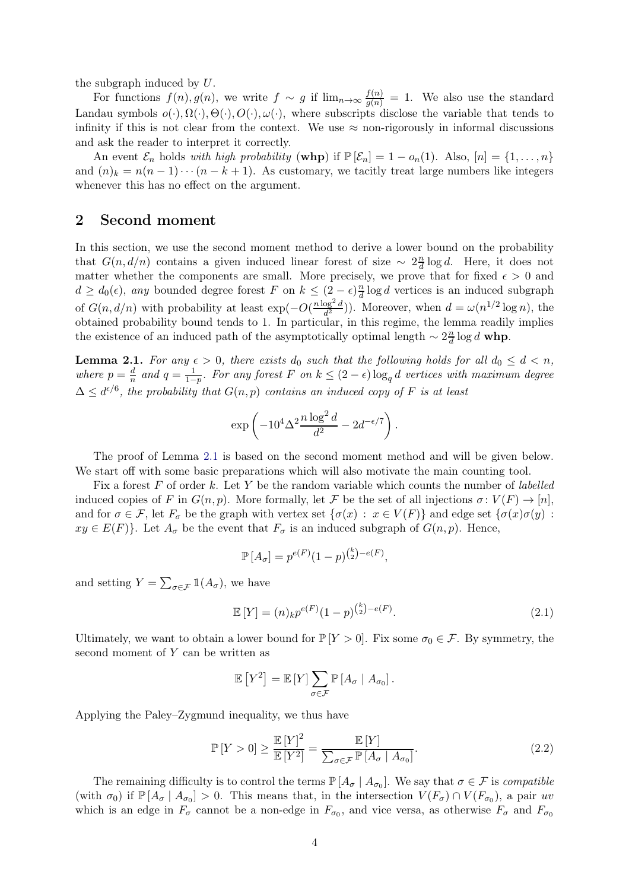the subgraph induced by $U$.

For functions $f(n), g(n)$, we write $f \sim g$ if $\lim_{n\to\infty} \frac{f(n)}{g(n)} = 1$. We also use the standard Landau symbols $o(\cdot), \Omega(\cdot), \Theta(\cdot), O(\cdot), \omega(\cdot)$, where subscripts disclose the variable that tends to infinity if this is not clear from the context. We use $\approx$ non-rigorously in informal discussions and ask the reader to interpret it correctly.

An event $\mathcal{E}_n$ holds *with high probability* (**whp**) if $\mathbb{P}[\mathcal{E}_n] = 1 - o_n(1)$. Also, $[n] = \{1, \dots, n\}$ and $(n)_k = n(n-1)\cdots(n-k+1)$. As customary, we tacitly treat large numbers like integers whenever this has no effect on the argument.

## 2 Second moment

In this section, we use the second moment method to derive a lower bound on the probability that $G(n, d/n)$ contains a given induced linear forest of size $\sim 2\frac{n}{d}\log d$. Here, it does not matter whether the components are small. More precisely, we prove that for fixed $\epsilon > 0$ and $d \geq d_0(\epsilon)$, *any* bounded degree forest $F$ on $k \leq (2-\epsilon)\frac{n}{d}\log d$ vertices is an induced subgraph of $G(n, d/n)$ with probability at least $\exp(-O(\frac{n\log^2 d}{d^2}))$. Moreover, when $d = \omega(n^{1/2}\log n)$, the obtained probability bound tends to 1. In particular, in this regime, the lemma readily implies the existence of an induced path of the asymptotically optimal length $\sim 2\frac{n}{d}\log d$ **whp**.

**Lemma 2.1.** *For any $\epsilon > 0$, there exists $d_0$ such that the following holds for all $d_0 \leq d < n$, where $p = \frac{d}{n}$ and $q = \frac{1}{1-p}$. For any forest $F$ on $k \leq (2-\epsilon)\log_q d$ vertices with maximum degree $\Delta \leq d^{\epsilon/6}$, the probability that $G(n,p)$ contains an induced copy of $F$ is at least*

$$\exp\left(-10^4\Delta^2\frac{n\log^2 d}{d^2} - 2d^{-\epsilon/7}\right).$$

The proof of Lemma 2.1 is based on the second moment method and will be given below. We start off with some basic preparations which will also motivate the main counting tool.

Fix a forest $F$ of order $k$. Let $Y$ be the random variable which counts the number of *labelled* induced copies of $F$ in $G(n,p)$. More formally, let $\mathcal{F}$ be the set of all injections $\sigma\colon V(F) \to [n]$, and for $\sigma \in \mathcal{F}$, let $F_\sigma$ be the graph with vertex set $\{\sigma(x) : x \in V(F)\}$ and edge set $\{\sigma(x)\sigma(y) : xy \in E(F)\}$. Let $A_\sigma$ be the event that $F_\sigma$ is an induced subgraph of $G(n,p)$. Hence,

$$\mathbb{P}[A_\sigma] = p^{e(F)}(1-p)^{\binom{k}{2}-e(F)},$$

and setting $Y = \sum_{\sigma\in\mathcal{F}} \mathbb{1}(A_\sigma)$, we have

$$\mathbb{E}[Y] = (n)_k p^{e(F)}(1-p)^{\binom{k}{2}-e(F)}. \tag{2.1}$$

Ultimately, we want to obtain a lower bound for $\mathbb{P}[Y > 0]$. Fix some $\sigma_0 \in \mathcal{F}$. By symmetry, the second moment of $Y$ can be written as

$$\mathbb{E}\left[Y^2\right] = \mathbb{E}[Y]\sum_{\sigma\in\mathcal{F}} \mathbb{P}[A_\sigma \mid A_{\sigma_0}].$$

Applying the Paley–Zygmund inequality, we thus have

$$\mathbb{P}[Y > 0] \geq \frac{\mathbb{E}[Y]^2}{\mathbb{E}[Y^2]} = \frac{\mathbb{E}[Y]}{\sum_{\sigma\in\mathcal{F}} \mathbb{P}[A_\sigma \mid A_{\sigma_0}]}. \tag{2.2}$$

The remaining difficulty is to control the terms $\mathbb{P}[A_\sigma \mid A_{\sigma_0}]$. We say that $\sigma \in \mathcal{F}$ is *compatible* (with $\sigma_0$) if $\mathbb{P}[A_\sigma \mid A_{\sigma_0}] > 0$. This means that, in the intersection $V(F_\sigma) \cap V(F_{\sigma_0})$, a pair $uv$ which is an edge in $F_\sigma$ cannot be a non-edge in $F_{\sigma_0}$, and vice versa, as otherwise $F_\sigma$ and $F_{\sigma_0}$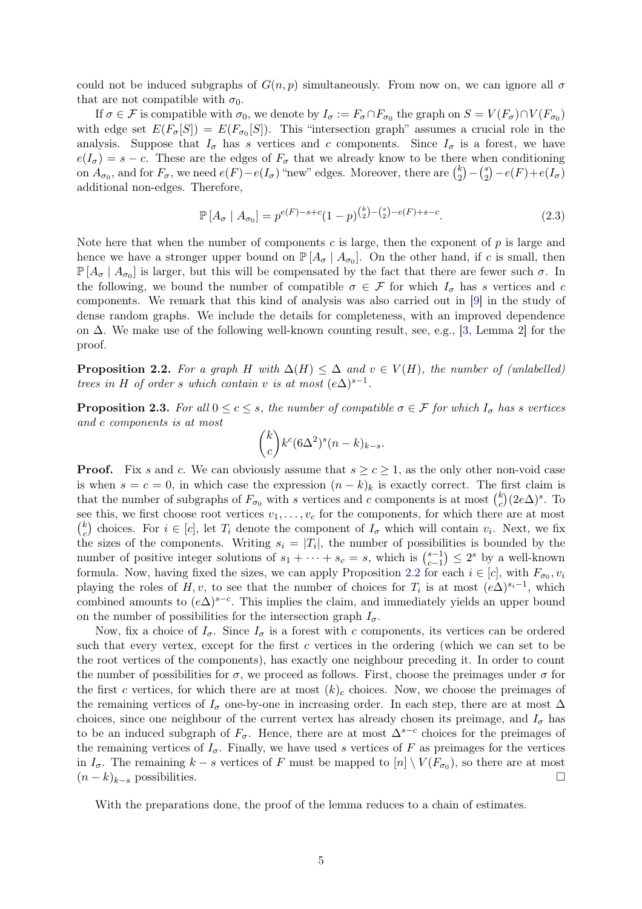could not be induced subgraphs of $G(n,p)$ simultaneously. From now on, we can ignore all $\sigma$ that are not compatible with $\sigma_0$.

If $\sigma \in \mathcal{F}$ is compatible with $\sigma_0$, we denote by $I_\sigma := F_\sigma \cap F_{\sigma_0}$ the graph on $S = V(F_\sigma) \cap V(F_{\sigma_0})$ with edge set $E(F_\sigma[S]) = E(F_{\sigma_0}[S])$. This "intersection graph" assumes a crucial role in the analysis. Suppose that $I_\sigma$ has $s$ vertices and $c$ components. Since $I_\sigma$ is a forest, we have $e(I_\sigma) = s - c$. These are the edges of $F_\sigma$ that we already know to be there when conditioning on $A_{\sigma_0}$, and for $F_\sigma$, we need $e(F) - e(I_\sigma)$ "new" edges. Moreover, there are $\binom{k}{2} - \binom{s}{2} - e(F) + e(I_\sigma)$ additional non-edges. Therefore,

$$\mathbb{P}\left[A_\sigma \mid A_{\sigma_0}\right] = p^{e(F)-s+c}(1-p)^{\binom{k}{2}-\binom{s}{2}-e(F)+s-c}. \tag{2.3}$$

Note here that when the number of components $c$ is large, then the exponent of $p$ is large and hence we have a stronger upper bound on $\mathbb{P}\left[A_\sigma \mid A_{\sigma_0}\right]$. On the other hand, if $c$ is small, then $\mathbb{P}\left[A_\sigma \mid A_{\sigma_0}\right]$ is larger, but this will be compensated by the fact that there are fewer such $\sigma$. In the following, we bound the number of compatible $\sigma \in \mathcal{F}$ for which $I_\sigma$ has $s$ vertices and $c$ components. We remark that this kind of analysis was also carried out in [9] in the study of dense random graphs. We include the details for completeness, with an improved dependence on $\Delta$. We make use of the following well-known counting result, see, e.g., [3, Lemma 2] for the proof.

**Proposition 2.2.** *For a graph $H$ with $\Delta(H) \leq \Delta$ and $v \in V(H)$, the number of (unlabelled) trees in $H$ of order $s$ which contain $v$ is at most $(e\Delta)^{s-1}$.*

**Proposition 2.3.** *For all $0 \leq c \leq s$, the number of compatible $\sigma \in \mathcal{F}$ for which $I_\sigma$ has $s$ vertices and $c$ components is at most*

$$\binom{k}{c} k^c (6\Delta^2)^s (n-k)_{k-s}.$$

**Proof.** Fix $s$ and $c$. We can obviously assume that $s \geq c \geq 1$, as the only other non-void case is when $s = c = 0$, in which case the expression $(n-k)_k$ is exactly correct. The first claim is that the number of subgraphs of $F_{\sigma_0}$ with $s$ vertices and $c$ components is at most $\binom{k}{c}(2e\Delta)^s$. To see this, we first choose root vertices $v_1, \ldots, v_c$ for the components, for which there are at most $\binom{k}{c}$ choices. For $i \in [c]$, let $T_i$ denote the component of $I_\sigma$ which will contain $v_i$. Next, we fix the sizes of the components. Writing $s_i = |T_i|$, the number of possibilities is bounded by the number of positive integer solutions of $s_1 + \cdots + s_c = s$, which is $\binom{s-1}{c-1} \leq 2^s$ by a well-known formula. Now, having fixed the sizes, we can apply Proposition 2.2 for each $i \in [c]$, with $F_{\sigma_0}, v_i$ playing the roles of $H, v$, to see that the number of choices for $T_i$ is at most $(e\Delta)^{s_i-1}$, which combined amounts to $(e\Delta)^{s-c}$. This implies the claim, and immediately yields an upper bound on the number of possibilities for the intersection graph $I_\sigma$.

Now, fix a choice of $I_\sigma$. Since $I_\sigma$ is a forest with $c$ components, its vertices can be ordered such that every vertex, except for the first $c$ vertices in the ordering (which we can set to be the root vertices of the components), has exactly one neighbour preceding it. In order to count the number of possibilities for $\sigma$, we proceed as follows. First, choose the preimages under $\sigma$ for the first $c$ vertices, for which there are at most $(k)_c$ choices. Now, we choose the preimages of the remaining vertices of $I_\sigma$ one-by-one in increasing order. In each step, there are at most $\Delta$ choices, since one neighbour of the current vertex has already chosen its preimage, and $I_\sigma$ has to be an induced subgraph of $F_\sigma$. Hence, there are at most $\Delta^{s-c}$ choices for the preimages of the remaining vertices of $I_\sigma$. Finally, we have used $s$ vertices of $F$ as preimages for the vertices in $I_\sigma$. The remaining $k - s$ vertices of $F$ must be mapped to $[n] \setminus V(F_{\sigma_0})$, so there are at most $(n-k)_{k-s}$ possibilities. $\square$

With the preparations done, the proof of the lemma reduces to a chain of estimates.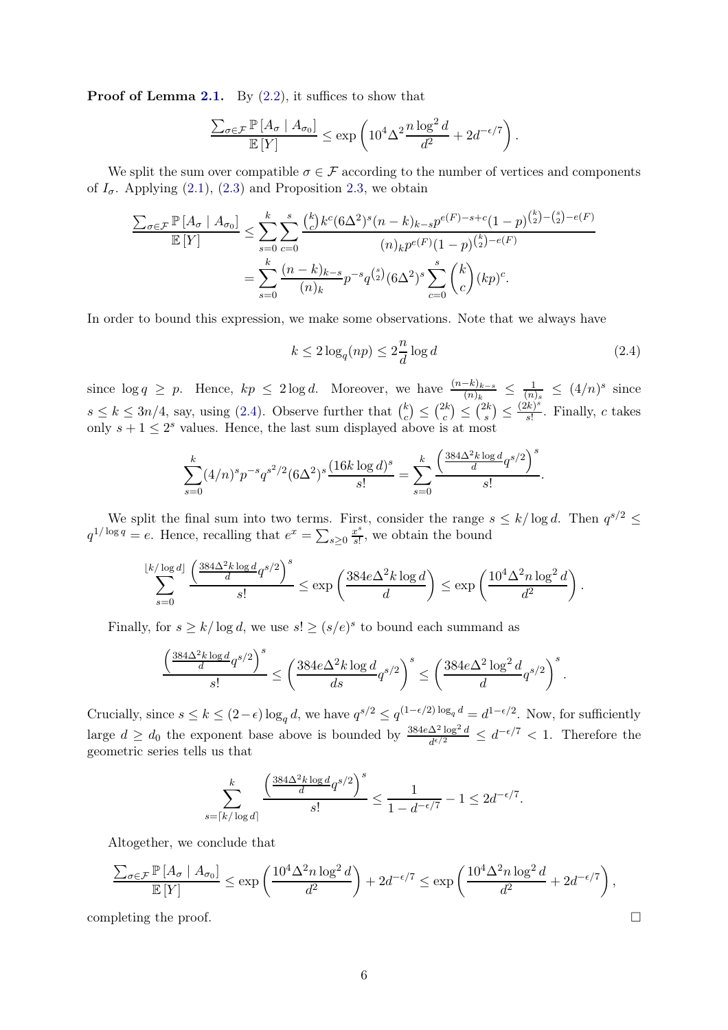**Proof of Lemma 2.1.** By (2.2), it suffices to show that

$$\frac{\sum_{\sigma \in \mathcal{F}} \mathbb{P}\left[A_\sigma \mid A_{\sigma_0}\right]}{\mathbb{E}\left[Y\right]} \leq \exp\left(10^4 \Delta^2 \frac{n \log^2 d}{d^2} + 2d^{-\epsilon/7}\right).$$

We split the sum over compatible $\sigma \in \mathcal{F}$ according to the number of vertices and components of $I_\sigma$. Applying (2.1), (2.3) and Proposition 2.3, we obtain

$$\begin{aligned}
\frac{\sum_{\sigma \in \mathcal{F}} \mathbb{P}\left[A_\sigma \mid A_{\sigma_0}\right]}{\mathbb{E}\left[Y\right]} &\leq \sum_{s=0}^{k} \sum_{c=0}^{s} \frac{\binom{k}{c} k^c (6\Delta^2)^s (n-k)_{k-s} p^{e(F)-s+c} (1-p)^{\binom{k}{2} - \binom{s}{2} - e(F)}}{(n)_k p^{e(F)} (1-p)^{\binom{k}{2} - e(F)}} \\
&= \sum_{s=0}^{k} \frac{(n-k)_{k-s}}{(n)_k} p^{-s} q^{\binom{s}{2}} (6\Delta^2)^s \sum_{c=0}^{s} \binom{k}{c} (kp)^c.
\end{aligned}$$

In order to bound this expression, we make some observations. Note that we always have

$$k \leq 2\log_q(np) \leq 2\frac{n}{d}\log d \tag{2.4}$$

since $\log q \geq p$. Hence, $kp \leq 2\log d$. Moreover, we have $\frac{(n-k)_{k-s}}{(n)_k} \leq \frac{1}{(n)_s} \leq (4/n)^s$ since $s \leq k \leq 3n/4$, say, using (2.4). Observe further that $\binom{k}{c} \leq \binom{2k}{c} \leq \binom{2k}{s} \leq \frac{(2k)^s}{s!}$. Finally, $c$ takes only $s+1 \leq 2^s$ values. Hence, the last sum displayed above is at most

$$\sum_{s=0}^{k} (4/n)^s p^{-s} q^{s^2/2} (6\Delta^2)^s \frac{(16k\log d)^s}{s!} = \sum_{s=0}^{k} \frac{\left(\frac{384\Delta^2 k \log d}{d} q^{s/2}\right)^s}{s!}.$$

We split the final sum into two terms. First, consider the range $s \leq k/\log d$. Then $q^{s/2} \leq q^{1/\log q} = e$. Hence, recalling that $e^x = \sum_{s \geq 0} \frac{x^s}{s!}$, we obtain the bound

$$\sum_{s=0}^{\lfloor k/\log d \rfloor} \frac{\left(\frac{384\Delta^2 k \log d}{d} q^{s/2}\right)^s}{s!} \leq \exp\left(\frac{384e\Delta^2 k \log d}{d}\right) \leq \exp\left(\frac{10^4 \Delta^2 n \log^2 d}{d^2}\right).$$

Finally, for $s \geq k/\log d$, we use $s! \geq (s/e)^s$ to bound each summand as

$$\frac{\left(\frac{384\Delta^2 k \log d}{d} q^{s/2}\right)^s}{s!} \leq \left(\frac{384e\Delta^2 k \log d}{ds} q^{s/2}\right)^s \leq \left(\frac{384e\Delta^2 \log^2 d}{d} q^{s/2}\right)^s.$$

Crucially, since $s \leq k \leq (2-\epsilon)\log_q d$, we have $q^{s/2} \leq q^{(1-\epsilon/2)\log_q d} = d^{1-\epsilon/2}$. Now, for sufficiently large $d \geq d_0$ the exponent base above is bounded by $\frac{384e\Delta^2 \log^2 d}{d^{\epsilon/2}} \leq d^{-\epsilon/7} < 1$. Therefore the geometric series tells us that

$$\sum_{s=\lceil k/\log d \rceil}^{k} \frac{\left(\frac{384\Delta^2 k \log d}{d} q^{s/2}\right)^s}{s!} \leq \frac{1}{1-d^{-\epsilon/7}} - 1 \leq 2d^{-\epsilon/7}.$$

Altogether, we conclude that

$$\frac{\sum_{\sigma \in \mathcal{F}} \mathbb{P}\left[A_\sigma \mid A_{\sigma_0}\right]}{\mathbb{E}\left[Y\right]} \leq \exp\left(\frac{10^4 \Delta^2 n \log^2 d}{d^2}\right) + 2d^{-\epsilon/7} \leq \exp\left(\frac{10^4 \Delta^2 n \log^2 d}{d^2} + 2d^{-\epsilon/7}\right),$$

completing the proof. $\square$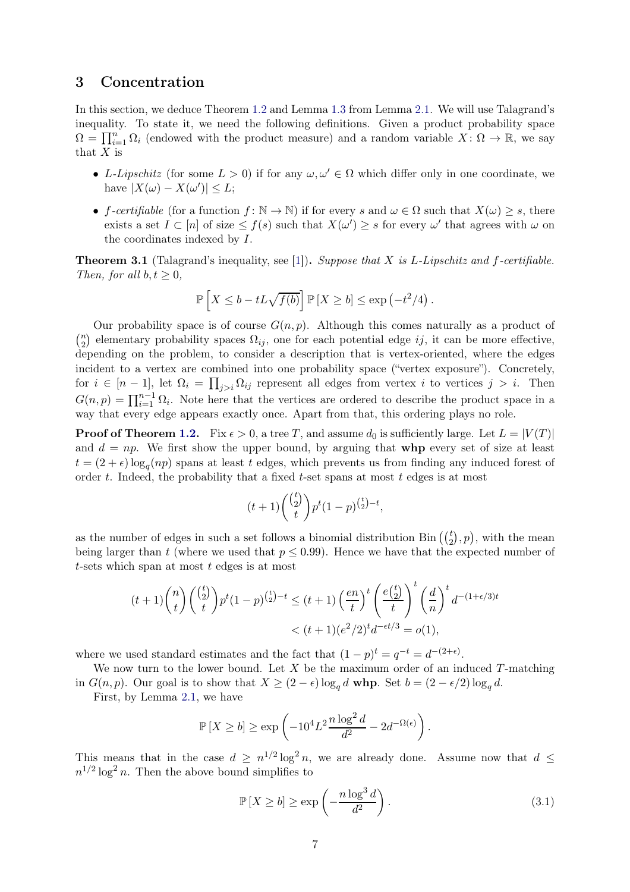## 3 Concentration

In this section, we deduce Theorem 1.2 and Lemma 1.3 from Lemma 2.1. We will use Talagrand's inequality. To state it, we need the following definitions. Given a product probability space $\Omega = \prod_{i=1}^{n} \Omega_i$ (endowed with the product measure) and a random variable $X\colon \Omega \to \mathbb{R}$, we say that $X$ is

- *L-Lipschitz* (for some $L > 0$) if for any $\omega, \omega' \in \Omega$ which differ only in one coordinate, we have $|X(\omega) - X(\omega')| \leq L$;
- *f-certifiable* (for a function $f\colon \mathbb{N} \to \mathbb{N}$) if for every $s$ and $\omega \in \Omega$ such that $X(\omega) \geq s$, there exists a set $I \subset [n]$ of size $\leq f(s)$ such that $X(\omega') \geq s$ for every $\omega'$ that agrees with $\omega$ on the coordinates indexed by $I$.

**Theorem 3.1** (Talagrand's inequality, see [1])**.** *Suppose that $X$ is $L$-Lipschitz and $f$-certifiable. Then, for all $b, t \geq 0$,*

$$\mathbb{P}\left[X \leq b - tL\sqrt{f(b)}\right] \mathbb{P}\left[X \geq b\right] \leq \exp\left(-t^2/4\right).$$

Our probability space is of course $G(n,p)$. Although this comes naturally as a product of $\binom{n}{2}$ elementary probability spaces $\Omega_{ij}$, one for each potential edge $ij$, it can be more effective, depending on the problem, to consider a description that is vertex-oriented, where the edges incident to a vertex are combined into one probability space ("vertex exposure"). Concretely, for $i \in [n-1]$, let $\Omega_i = \prod_{j>i} \Omega_{ij}$ represent all edges from vertex $i$ to vertices $j > i$. Then $G(n,p) = \prod_{i=1}^{n-1} \Omega_i$. Note here that the vertices are ordered to describe the product space in a way that every edge appears exactly once. Apart from that, this ordering plays no role.

**Proof of Theorem 1.2.** Fix $\epsilon > 0$, a tree $T$, and assume $d_0$ is sufficiently large. Let $L = |V(T)|$ and $d = np$. We first show the upper bound, by arguing that **whp** every set of size at least $t = (2+\epsilon)\log_q(np)$ spans at least $t$ edges, which prevents us from finding any induced forest of order $t$. Indeed, the probability that a fixed $t$-set spans at most $t$ edges is at most

$$(t+1)\binom{\binom{t}{2}}{t} p^t (1-p)^{\binom{t}{2}-t},$$

as the number of edges in such a set follows a binomial distribution $\text{Bin}\left(\binom{t}{2}, p\right)$, with the mean being larger than $t$ (where we used that $p \leq 0.99$). Hence we have that the expected number of $t$-sets which span at most $t$ edges is at most

$$\begin{aligned}(t+1)\binom{n}{t}\binom{\binom{t}{2}}{t} p^t (1-p)^{\binom{t}{2}-t} &\leq (t+1)\left(\frac{en}{t}\right)^t \left(\frac{e\binom{t}{2}}{t}\right)^t \left(\frac{d}{n}\right)^t d^{-(1+\epsilon/3)t} \\ &< (t+1)(e^2/2)^t d^{-\epsilon t/3} = o(1),\end{aligned}$$

where we used standard estimates and the fact that $(1-p)^t = q^{-t} = d^{-(2+\epsilon)}$.

We now turn to the lower bound. Let $X$ be the maximum order of an induced $T$-matching in $G(n,p)$. Our goal is to show that $X \geq (2-\epsilon)\log_q d$ **whp**. Set $b = (2-\epsilon/2)\log_q d$.

First, by Lemma 2.1, we have

$$\mathbb{P}\left[X \geq b\right] \geq \exp\left(-10^4 L^2 \frac{n \log^2 d}{d^2} - 2d^{-\Omega(\epsilon)}\right).$$

This means that in the case $d \geq n^{1/2}\log^2 n$, we are already done. Assume now that $d \leq n^{1/2}\log^2 n$. Then the above bound simplifies to

$$\mathbb{P}\left[X \geq b\right] \geq \exp\left(-\frac{n \log^3 d}{d^2}\right). \tag{3.1}$$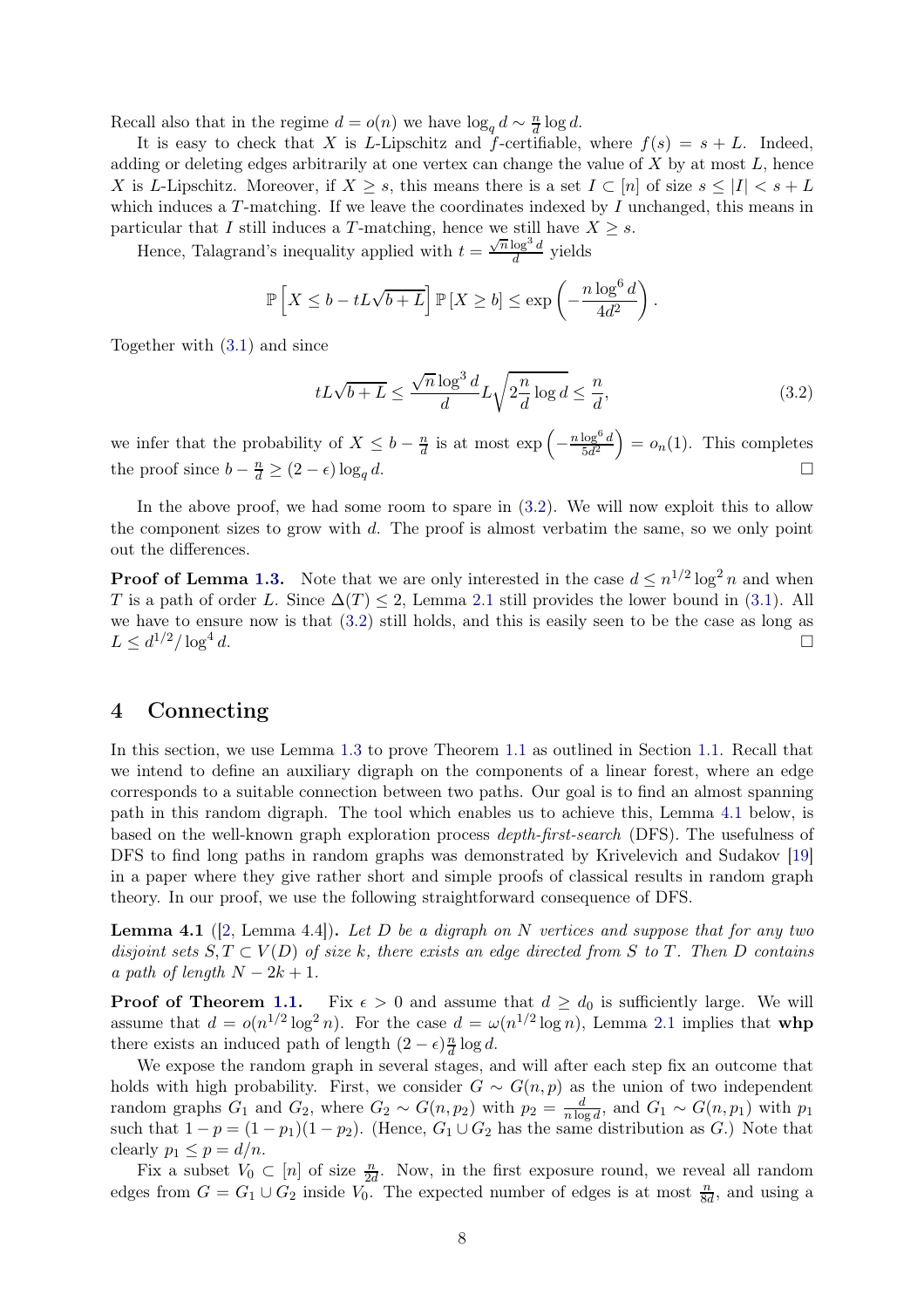Recall also that in the regime $d = o(n)$ we have $\log_q d \sim \frac{n}{d} \log d$.

It is easy to check that $X$ is $L$-Lipschitz and $f$-certifiable, where $f(s) = s + L$. Indeed, adding or deleting edges arbitrarily at one vertex can change the value of $X$ by at most $L$, hence $X$ is $L$-Lipschitz. Moreover, if $X \geq s$, this means there is a set $I \subset [n]$ of size $s \leq |I| < s + L$ which induces a $T$-matching. If we leave the coordinates indexed by $I$ unchanged, this means in particular that $I$ still induces a $T$-matching, hence we still have $X \geq s$.

Hence, Talagrand's inequality applied with $t = \frac{\sqrt{n} \log^3 d}{d}$ yields

$$\mathbb{P}\left[X \leq b - tL\sqrt{b+L}\right] \mathbb{P}\left[X \geq b\right] \leq \exp\left(-\frac{n \log^6 d}{4d^2}\right).$$

Together with (3.1) and since

$$tL\sqrt{b+L} \leq \frac{\sqrt{n}\log^3 d}{d} L \sqrt{2\frac{n}{d}\log d} \leq \frac{n}{d}, \tag{3.2}$$

we infer that the probability of $X \leq b - \frac{n}{d}$ is at most $\exp\left(-\frac{n\log^6 d}{5d^2}\right) = o_n(1)$. This completes the proof since $b - \frac{n}{d} \geq (2-\epsilon)\log_q d$. $\square$

In the above proof, we had some room to spare in (3.2). We will now exploit this to allow the component sizes to grow with $d$. The proof is almost verbatim the same, so we only point out the differences.

**Proof of Lemma 1.3.** Note that we are only interested in the case $d \leq n^{1/2}\log^2 n$ and when $T$ is a path of order $L$. Since $\Delta(T) \leq 2$, Lemma 2.1 still provides the lower bound in (3.1). All we have to ensure now is that (3.2) still holds, and this is easily seen to be the case as long as $L \leq d^{1/2}/\log^4 d$. $\square$

# 4 Connecting

In this section, we use Lemma 1.3 to prove Theorem 1.1 as outlined in Section 1.1. Recall that we intend to define an auxiliary digraph on the components of a linear forest, where an edge corresponds to a suitable connection between two paths. Our goal is to find an almost spanning path in this random digraph. The tool which enables us to achieve this, Lemma 4.1 below, is based on the well-known graph exploration process *depth-first-search* (DFS). The usefulness of DFS to find long paths in random graphs was demonstrated by Krivelevich and Sudakov [19] in a paper where they give rather short and simple proofs of classical results in random graph theory. In our proof, we use the following straightforward consequence of DFS.

**Lemma 4.1** ([2, Lemma 4.4])**.** *Let $D$ be a digraph on $N$ vertices and suppose that for any two disjoint sets $S, T \subset V(D)$ of size $k$, there exists an edge directed from $S$ to $T$. Then $D$ contains a path of length $N - 2k + 1$.*

**Proof of Theorem 1.1.** Fix $\epsilon > 0$ and assume that $d \geq d_0$ is sufficiently large. We will assume that $d = o(n^{1/2}\log^2 n)$. For the case $d = \omega(n^{1/2}\log n)$, Lemma 2.1 implies that **whp** there exists an induced path of length $(2-\epsilon)\frac{n}{d}\log d$.

We expose the random graph in several stages, and will after each step fix an outcome that holds with high probability. First, we consider $G \sim G(n,p)$ as the union of two independent random graphs $G_1$ and $G_2$, where $G_2 \sim G(n, p_2)$ with $p_2 = \frac{d}{n\log d}$, and $G_1 \sim G(n, p_1)$ with $p_1$ such that $1 - p = (1-p_1)(1-p_2)$. (Hence, $G_1 \cup G_2$ has the same distribution as $G$.) Note that clearly $p_1 \leq p = d/n$.

Fix a subset $V_0 \subset [n]$ of size $\frac{n}{2d}$. Now, in the first exposure round, we reveal all random edges from $G = G_1 \cup G_2$ inside $V_0$. The expected number of edges is at most $\frac{n}{8d}$, and using a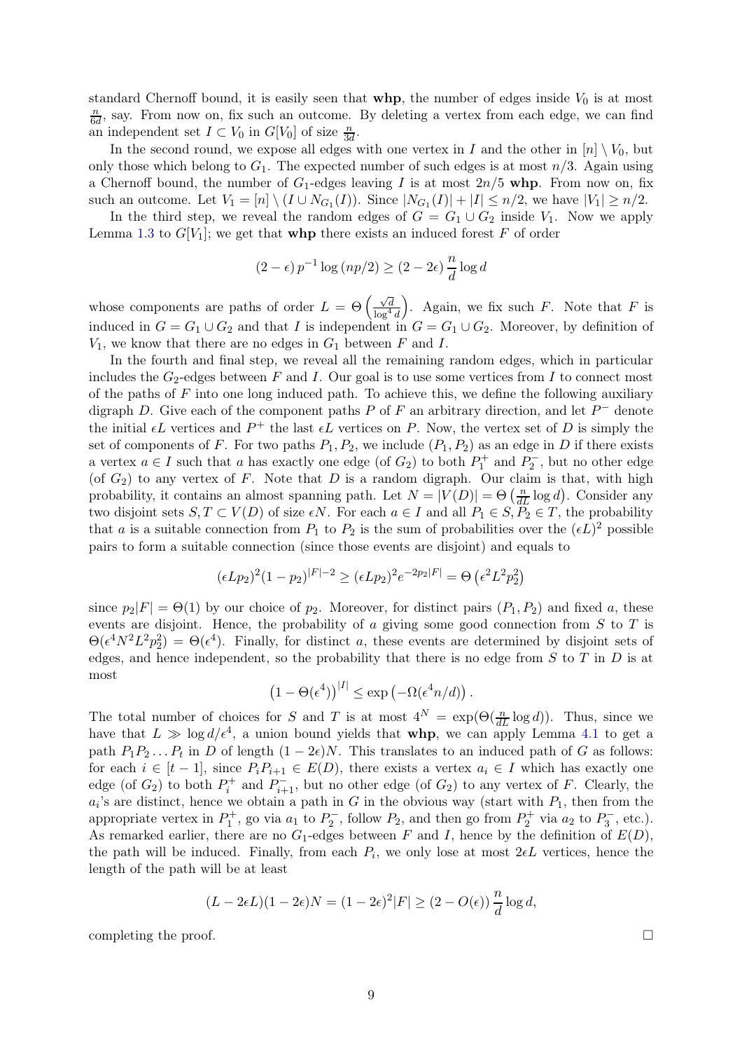standard Chernoff bound, it is easily seen that **whp**, the number of edges inside $V_0$ is at most $\frac{n}{6d}$, say. From now on, fix such an outcome. By deleting a vertex from each edge, we can find an independent set $I \subset V_0$ in $G[V_0]$ of size $\frac{n}{3d}$.

In the second round, we expose all edges with one vertex in $I$ and the other in $[n] \setminus V_0$, but only those which belong to $G_1$. The expected number of such edges is at most $n/3$. Again using a Chernoff bound, the number of $G_1$-edges leaving $I$ is at most $2n/5$ **whp**. From now on, fix such an outcome. Let $V_1 = [n] \setminus (I \cup N_{G_1}(I))$. Since $|N_{G_1}(I)| + |I| \leq n/2$, we have $|V_1| \geq n/2$.

In the third step, we reveal the random edges of $G = G_1 \cup G_2$ inside $V_1$. Now we apply Lemma 1.3 to $G[V_1]$; we get that **whp** there exists an induced forest $F$ of order

$$(2-\epsilon)\, p^{-1} \log(np/2) \geq (2-2\epsilon)\, \frac{n}{d} \log d$$

whose components are paths of order $L = \Theta\left(\frac{\sqrt{d}}{\log^4 d}\right)$. Again, we fix such $F$. Note that $F$ is induced in $G = G_1 \cup G_2$ and that $I$ is independent in $G = G_1 \cup G_2$. Moreover, by definition of $V_1$, we know that there are no edges in $G_1$ between $F$ and $I$.

In the fourth and final step, we reveal all the remaining random edges, which in particular includes the $G_2$-edges between $F$ and $I$. Our goal is to use some vertices from $I$ to connect most of the paths of $F$ into one long induced path. To achieve this, we define the following auxiliary digraph $D$. Give each of the component paths $P$ of $F$ an arbitrary direction, and let $P^-$ denote the initial $\epsilon L$ vertices and $P^+$ the last $\epsilon L$ vertices on $P$. Now, the vertex set of $D$ is simply the set of components of $F$. For two paths $P_1, P_2$, we include $(P_1, P_2)$ as an edge in $D$ if there exists a vertex $a \in I$ such that $a$ has exactly one edge (of $G_2$) to both $P_1^+$ and $P_2^-$, but no other edge (of $G_2$) to any vertex of $F$. Note that $D$ is a random digraph. Our claim is that, with high probability, it contains an almost spanning path. Let $N = |V(D)| = \Theta\left(\frac{n}{dL} \log d\right)$. Consider any two disjoint sets $S, T \subset V(D)$ of size $\epsilon N$. For each $a \in I$ and all $P_1 \in S, P_2 \in T$, the probability that $a$ is a suitable connection from $P_1$ to $P_2$ is the sum of probabilities over the $(\epsilon L)^2$ possible pairs to form a suitable connection (since those events are disjoint) and equals to

$$(\epsilon L p_2)^2 (1-p_2)^{|F|-2} \geq (\epsilon L p_2)^2 e^{-2p_2|F|} = \Theta\left(\epsilon^2 L^2 p_2^2\right)$$

since $p_2|F| = \Theta(1)$ by our choice of $p_2$. Moreover, for distinct pairs $(P_1, P_2)$ and fixed $a$, these events are disjoint. Hence, the probability of $a$ giving some good connection from $S$ to $T$ is $\Theta(\epsilon^4 N^2 L^2 p_2^2) = \Theta(\epsilon^4)$. Finally, for distinct $a$, these events are determined by disjoint sets of edges, and hence independent, so the probability that there is no edge from $S$ to $T$ in $D$ is at most

$$\left(1 - \Theta(\epsilon^4)\right)^{|I|} \leq \exp\left(-\Omega(\epsilon^4 n/d)\right).$$

The total number of choices for $S$ and $T$ is at most $4^N = \exp(\Theta(\frac{n}{dL} \log d))$. Thus, since we have that $L \gg \log d/\epsilon^4$, a union bound yields that **whp**, we can apply Lemma 4.1 to get a path $P_1 P_2 \ldots P_t$ in $D$ of length $(1-2\epsilon)N$. This translates to an induced path of $G$ as follows: for each $i \in [t-1]$, since $P_i P_{i+1} \in E(D)$, there exists a vertex $a_i \in I$ which has exactly one edge (of $G_2$) to both $P_i^+$ and $P_{i+1}^-$, but no other edge (of $G_2$) to any vertex of $F$. Clearly, the $a_i$'s are distinct, hence we obtain a path in $G$ in the obvious way (start with $P_1$, then from the appropriate vertex in $P_1^+$, go via $a_1$ to $P_2^-$, follow $P_2$, and then go from $P_2^+$ via $a_2$ to $P_3^-$, etc.). As remarked earlier, there are no $G_1$-edges between $F$ and $I$, hence by the definition of $E(D)$, the path will be induced. Finally, from each $P_i$, we only lose at most $2\epsilon L$ vertices, hence the length of the path will be at least

$$(L - 2\epsilon L)(1-2\epsilon)N = (1-2\epsilon)^2 |F| \geq (2 - O(\epsilon))\, \frac{n}{d} \log d,$$

completing the proof. $\square$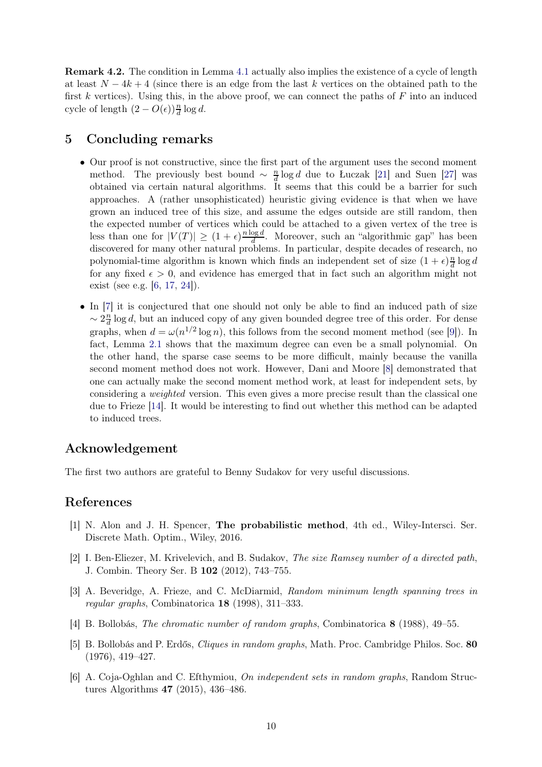**Remark 4.2.** The condition in Lemma 4.1 actually also implies the existence of a cycle of length at least $N - 4k + 4$ (since there is an edge from the last $k$ vertices on the obtained path to the first $k$ vertices). Using this, in the above proof, we can connect the paths of $F$ into an induced cycle of length $(2 - O(\epsilon))\frac{n}{d}\log d$.

## 5 Concluding remarks

- Our proof is not constructive, since the first part of the argument uses the second moment method. The previously best bound $\sim \frac{n}{d}\log d$ due to Łuczak [21] and Suen [27] was obtained via certain natural algorithms. It seems that this could be a barrier for such approaches. A (rather unsophisticated) heuristic giving evidence is that when we have grown an induced tree of this size, and assume the edges outside are still random, then the expected number of vertices which could be attached to a given vertex of the tree is less than one for $|V(T)| \geq (1+\epsilon)\frac{n \log d}{d}$. Moreover, such an "algorithmic gap" has been discovered for many other natural problems. In particular, despite decades of research, no polynomial-time algorithm is known which finds an independent set of size $(1+\epsilon)\frac{n}{d}\log d$ for any fixed $\epsilon > 0$, and evidence has emerged that in fact such an algorithm might not exist (see e.g. [6, 17, 24]).
- In [7] it is conjectured that one should not only be able to find an induced path of size $\sim 2\frac{n}{d}\log d$, but an induced copy of any given bounded degree tree of this order. For dense graphs, when $d = \omega(n^{1/2}\log n)$, this follows from the second moment method (see [9]). In fact, Lemma 2.1 shows that the maximum degree can even be a small polynomial. On the other hand, the sparse case seems to be more difficult, mainly because the vanilla second moment method does not work. However, Dani and Moore [8] demonstrated that one can actually make the second moment method work, at least for independent sets, by considering a *weighted* version. This even gives a more precise result than the classical one due to Frieze [14]. It would be interesting to find out whether this method can be adapted to induced trees.

## Acknowledgement

The first two authors are grateful to Benny Sudakov for very useful discussions.

## References

[1] N. Alon and J. H. Spencer, **The probabilistic method**, 4th ed., Wiley-Intersci. Ser. Discrete Math. Optim., Wiley, 2016.

[2] I. Ben-Eliezer, M. Krivelevich, and B. Sudakov, *The size Ramsey number of a directed path*, J. Combin. Theory Ser. B **102** (2012), 743–755.

[3] A. Beveridge, A. Frieze, and C. McDiarmid, *Random minimum length spanning trees in regular graphs*, Combinatorica **18** (1998), 311–333.

[4] B. Bollobás, *The chromatic number of random graphs*, Combinatorica **8** (1988), 49–55.

[5] B. Bollobás and P. Erdős, *Cliques in random graphs*, Math. Proc. Cambridge Philos. Soc. **80** (1976), 419–427.

[6] A. Coja-Oghlan and C. Efthymiou, *On independent sets in random graphs*, Random Structures Algorithms **47** (2015), 436–486.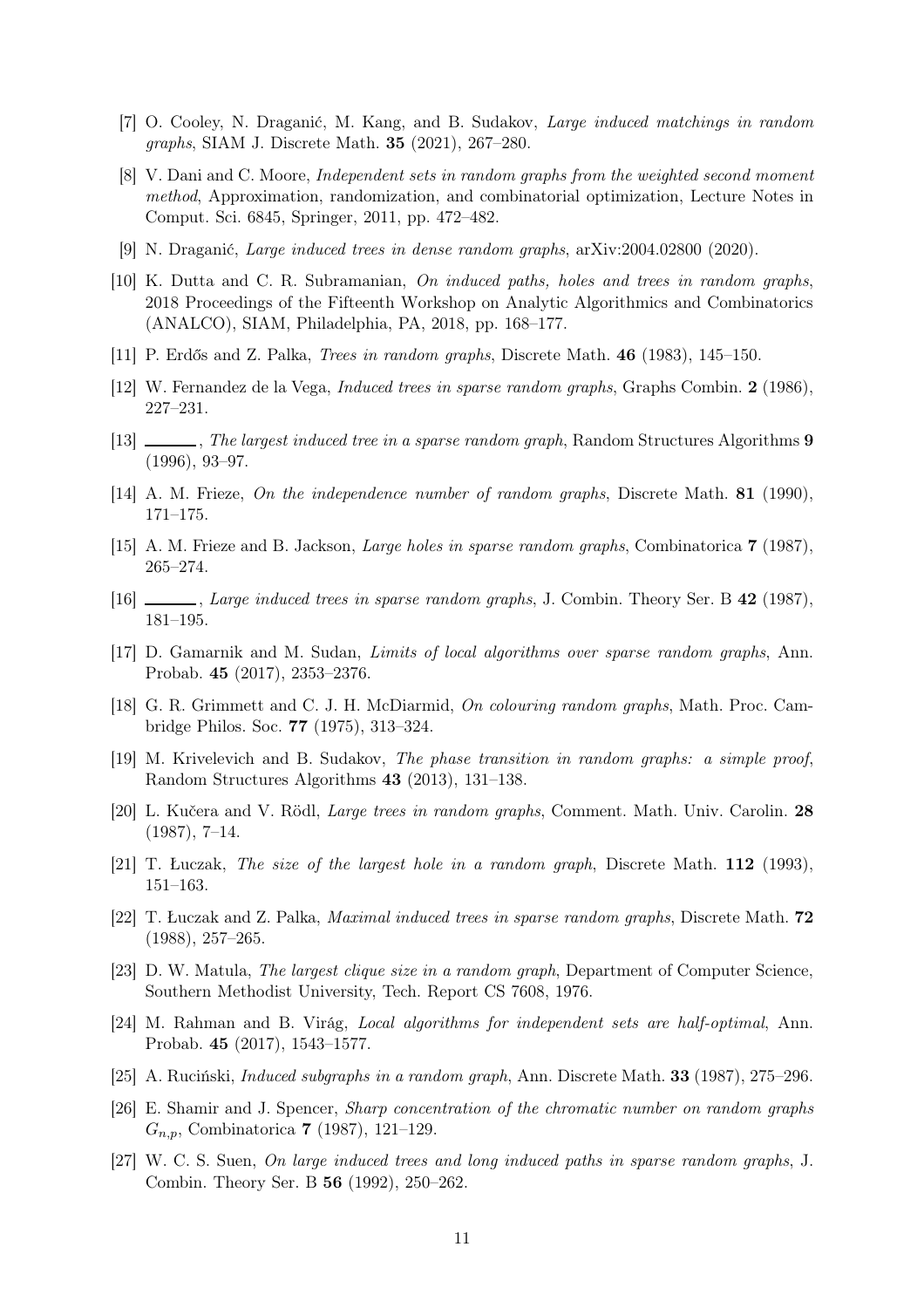[7] O. Cooley, N. Draganić, M. Kang, and B. Sudakov, *Large induced matchings in random graphs*, SIAM J. Discrete Math. **35** (2021), 267–280.

[8] V. Dani and C. Moore, *Independent sets in random graphs from the weighted second moment method*, Approximation, randomization, and combinatorial optimization, Lecture Notes in Comput. Sci. 6845, Springer, 2011, pp. 472–482.

[9] N. Draganić, *Large induced trees in dense random graphs*, arXiv:2004.02800 (2020).

[10] K. Dutta and C. R. Subramanian, *On induced paths, holes and trees in random graphs*, 2018 Proceedings of the Fifteenth Workshop on Analytic Algorithmics and Combinatorics (ANALCO), SIAM, Philadelphia, PA, 2018, pp. 168–177.

[11] P. Erdős and Z. Palka, *Trees in random graphs*, Discrete Math. **46** (1983), 145–150.

[12] W. Fernandez de la Vega, *Induced trees in sparse random graphs*, Graphs Combin. **2** (1986), 227–231.

[13] ______, *The largest induced tree in a sparse random graph*, Random Structures Algorithms **9** (1996), 93–97.

[14] A. M. Frieze, *On the independence number of random graphs*, Discrete Math. **81** (1990), 171–175.

[15] A. M. Frieze and B. Jackson, *Large holes in sparse random graphs*, Combinatorica **7** (1987), 265–274.

[16] ______, *Large induced trees in sparse random graphs*, J. Combin. Theory Ser. B **42** (1987), 181–195.

[17] D. Gamarnik and M. Sudan, *Limits of local algorithms over sparse random graphs*, Ann. Probab. **45** (2017), 2353–2376.

[18] G. R. Grimmett and C. J. H. McDiarmid, *On colouring random graphs*, Math. Proc. Cambridge Philos. Soc. **77** (1975), 313–324.

[19] M. Krivelevich and B. Sudakov, *The phase transition in random graphs: a simple proof*, Random Structures Algorithms **43** (2013), 131–138.

[20] L. Kučera and V. Rödl, *Large trees in random graphs*, Comment. Math. Univ. Carolin. **28** (1987), 7–14.

[21] T. Łuczak, *The size of the largest hole in a random graph*, Discrete Math. **112** (1993), 151–163.

[22] T. Łuczak and Z. Palka, *Maximal induced trees in sparse random graphs*, Discrete Math. **72** (1988), 257–265.

[23] D. W. Matula, *The largest clique size in a random graph*, Department of Computer Science, Southern Methodist University, Tech. Report CS 7608, 1976.

[24] M. Rahman and B. Virág, *Local algorithms for independent sets are half-optimal*, Ann. Probab. **45** (2017), 1543–1577.

[25] A. Ruciński, *Induced subgraphs in a random graph*, Ann. Discrete Math. **33** (1987), 275–296.

[26] E. Shamir and J. Spencer, *Sharp concentration of the chromatic number on random graphs $G_{n,p}$*, Combinatorica **7** (1987), 121–129.

[27] W. C. S. Suen, *On large induced trees and long induced paths in sparse random graphs*, J. Combin. Theory Ser. B **56** (1992), 250–262.